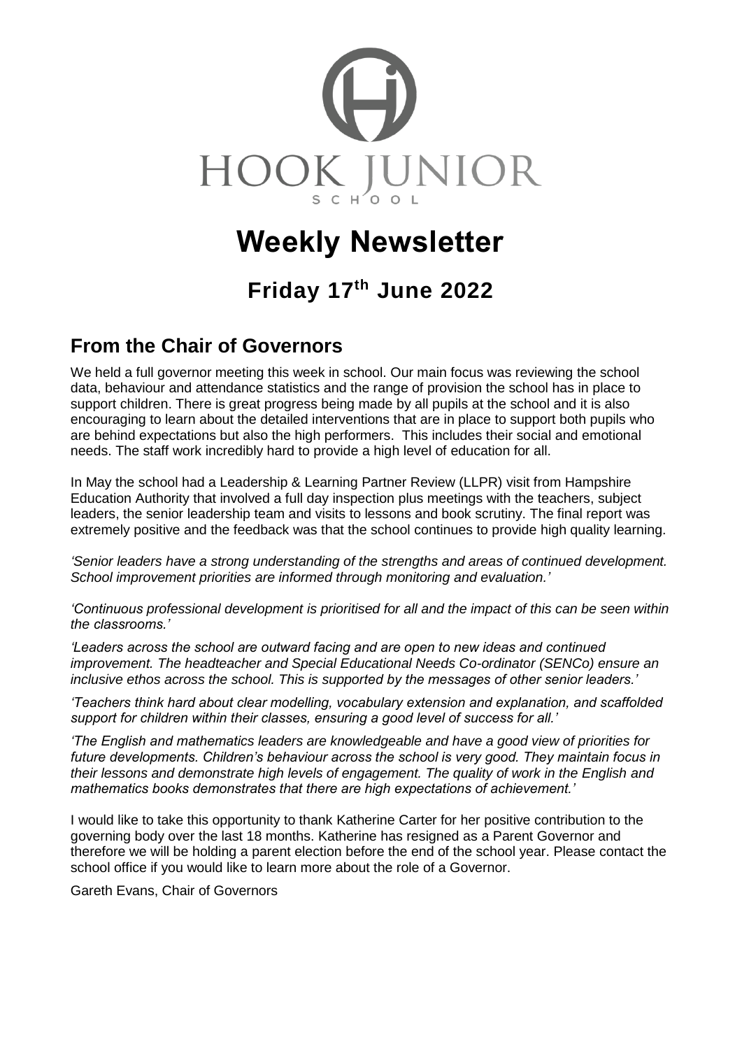HOOK JUNIOR

SCHOOL

# Weekly Newsletter

## Friday 17th June 2022

## From the Chair of Governors

We held a full governor meeting this week in school. Our main focus was reviewing the school data, behaviour and attendance statistics and the range of provision the school has in place to support children. There is great progress being made by all pupils at the school and it is also encouraging to learn about the detailed interventions that are in place to support both pupils who are behind expectations but also the high performers. This includes their social and emotional needs. The staff work incredibly hard to provide a high level of education for all.

In May the school had a Leadership & Learning Partner Review (LLPR) visit from Hampshire Education Authority that involved a full day inspection plus meetings with the teachers, subject leaders, the senior leadership team and visits to lessons and book scrutiny. The final report was extremely positive and the feedback was that the school continues to provide high quality learning.

*'Senior leaders have a strong understanding of the strengths and areas of continued development. School improvement priorities are informed through monitoring and evaluation.'*

*'Continuous professional development is prioritised for all and the impact of this can be seen within the classrooms.'*

*'Leaders across the school are outward facing and are open to new ideas and continued improvement. The headteacher and Special Educational Needs Co-ordinator (SENCo) ensure an inclusive ethos across the school. This is supported by the messages of other senior leaders.'*

*'Teachers think hard about clear modelling, vocabulary extension and explanation, and scaffolded support for children within their classes, ensuring a good level of success for all.'*

*'The English and mathematics leaders are knowledgeable and have a good view of priorities for future developments. Children's behaviour across the school is very good. They maintain focus in their lessons and demonstrate high levels of engagement. The quality of work in the English and mathematics books demonstrates that there are high expectations of achievement.'*

I would like to take this opportunity to thank Katherine Carter for her positive contribution to the governing body over the last 18 months. Katherine has resigned as a Parent Governor and therefore we will be holding a parent election before the end of the school year. Please contact the school office if you would like to learn more about the role of a Governor.

Gareth Evans, Chair of Governors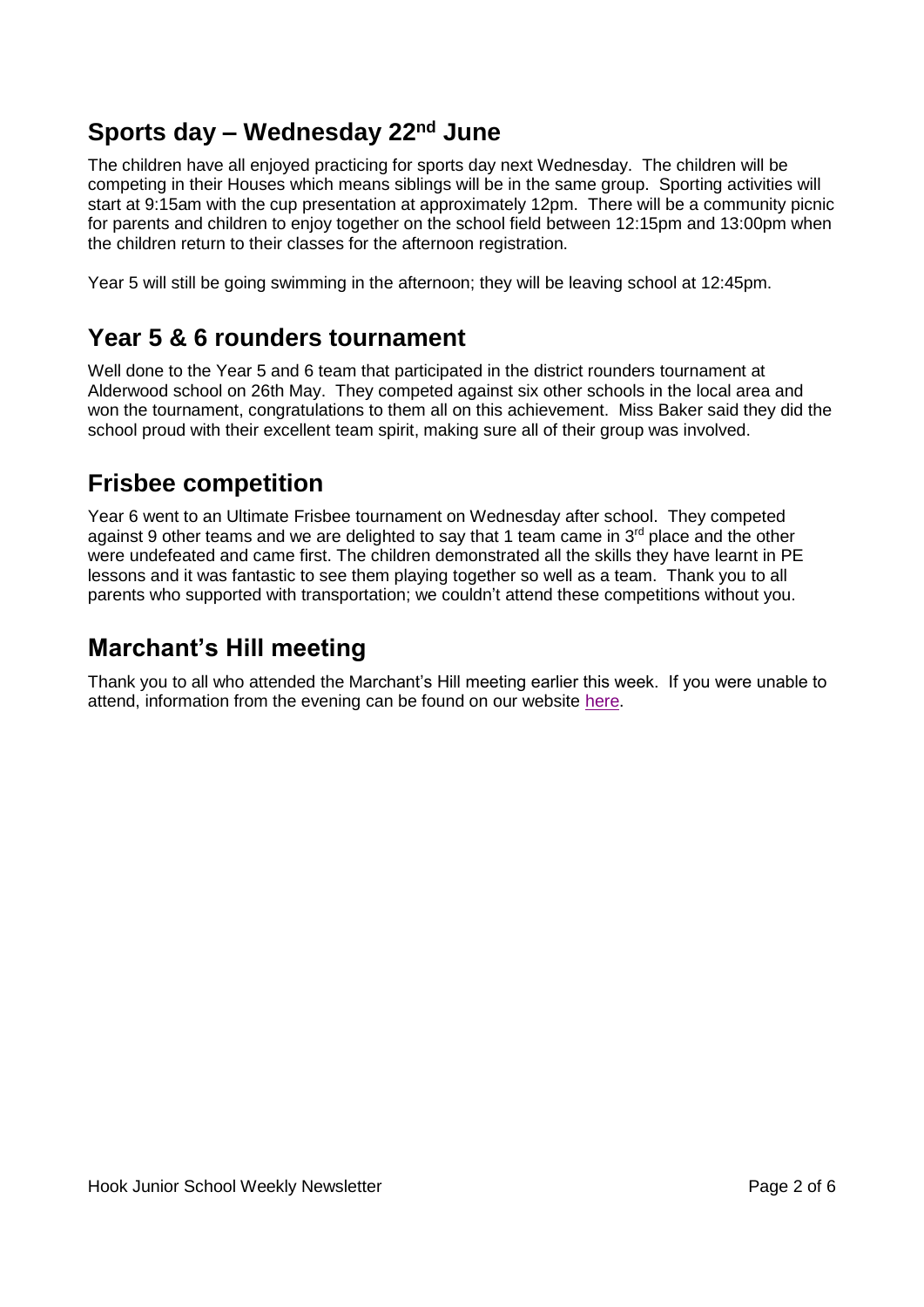## Sports day – Wednesday 22nd June

The children have all enjoyed practicing for sports day next Wednesday. The children will be competing in their Houses which means siblings will be in the same group. Sporting activities will start at 9:15am with the cup presentation at approximately 12pm. There will be a community picnic for parents and children to enjoy together on the school field between 12:15pm and 13:00pm when the children return to their classes for the afternoon registration.

Year 5 will still be going swimming in the afternoon; they will be leaving school at 12:45pm.

## Year 5 & 6 rounders tournament

Well done to the Year 5 and 6 team that participated in the district rounders tournament at Alderwood school on 26th May. They competed against six other schools in the local area and won the tournament, congratulations to them all on this achievement. Miss Baker said they did the school proud with their excellent team spirit, making sure all of their group was involved.

## Frisbee competition

Year 6 went to an Ultimate Frisbee tournament on Wednesday after school. They competed against 9 other teams and we are delighted to say that 1 team came in 3rd place and the other were undefeated and came first. The children demonstrated all the skills they have learnt in PE lessons and it was fantastic to see them playing together so well as a team. Thank you to all parents who supported with transportation; we couldn't attend these competitions without you.

## Marchant's Hill meeting

Thank you to all who attended the Marchant's Hill meeting earlier this week. If you were unable to attend, information from the evening can be found on our website here.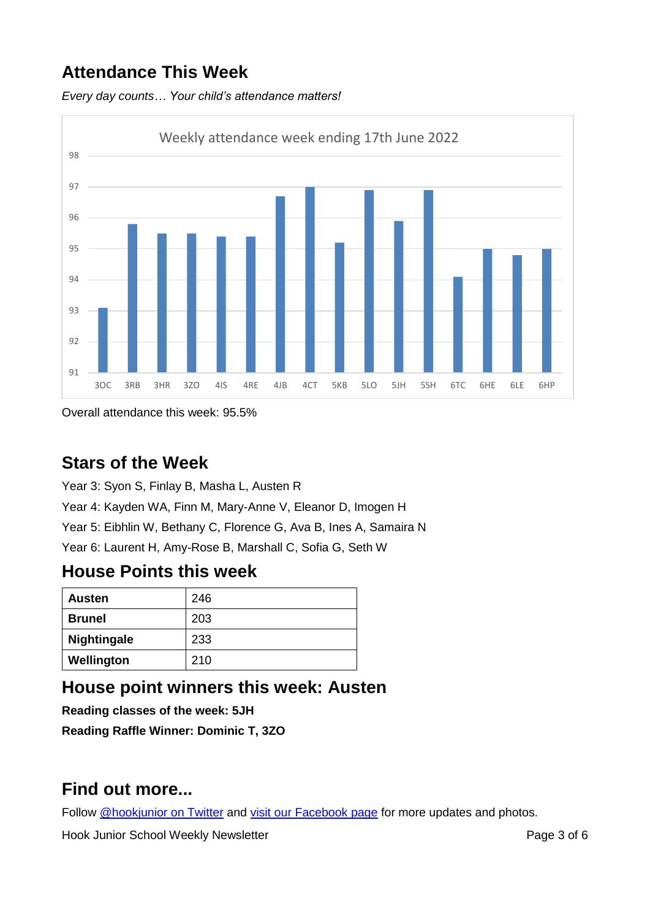## Attendance This Week

*Every day counts… Your child's attendance matters!*

Weekly attendance week ending 17th June 2022

Overall attendance this week: 95.5%

## Stars of the Week

Year 3: Syon S, Finlay B, Masha L, Austen R

Year 4: Kayden WA, Finn M, Mary-Anne V, Eleanor D, Imogen H

Year 5: Eibhlin W, Bethany C, Florence G, Ava B, Ines A, Samaira N

Year 6: Laurent H, Amy-Rose B, Marshall C, Sofia G, Seth W

## House Points this week

| **Austen** | 246 |
|---|---|
| **Brunel** | 203 |
| **Nightingale** | 233 |
| **Wellington** | 210 |

## House point winners this week: Austen

**Reading classes of the week: 5JH**

**Reading Raffle Winner: Dominic T, 3ZO**

## Find out more...

Follow @hookjunior on Twitter and visit our Facebook page for more updates and photos.

Hook Junior School Weekly Newsletter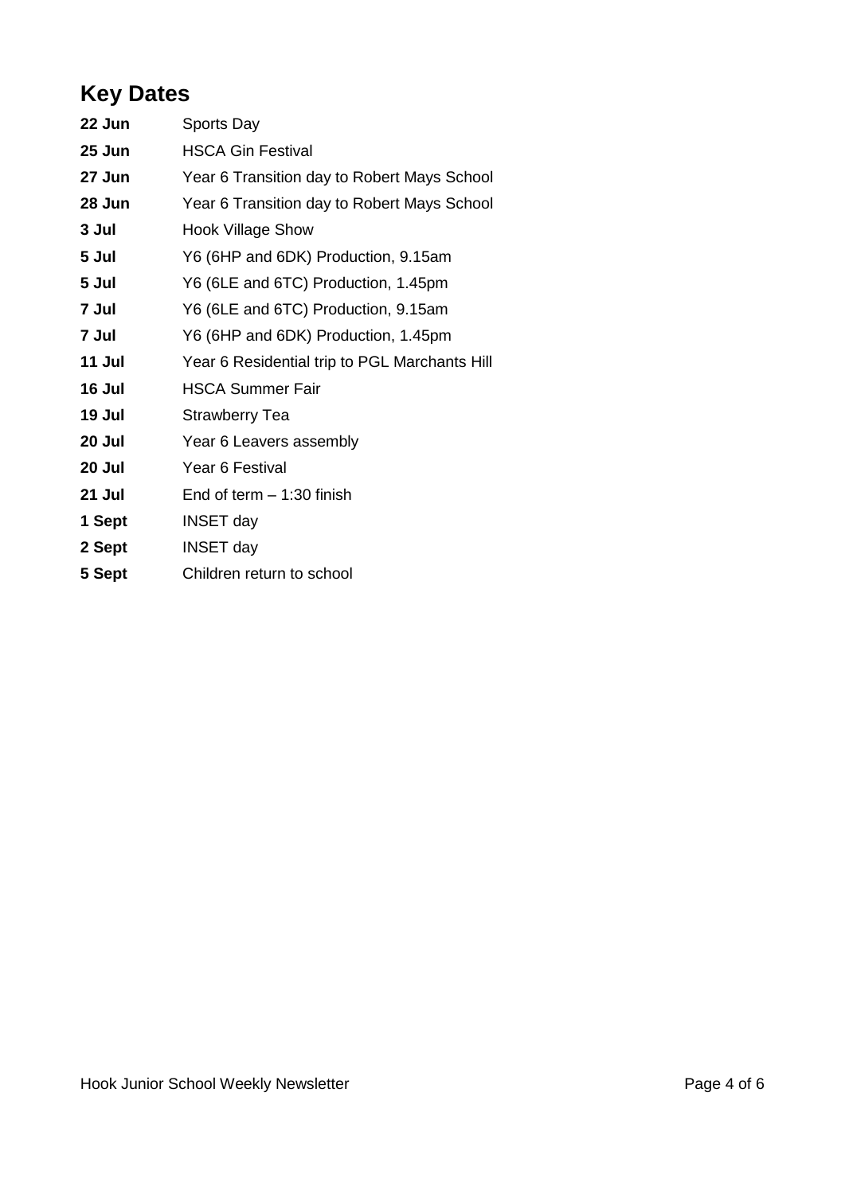## Key Dates

| | |
|---|---|
| **22 Jun** | Sports Day |
| **25 Jun** | HSCA Gin Festival |
| **27 Jun** | Year 6 Transition day to Robert Mays School |
| **28 Jun** | Year 6 Transition day to Robert Mays School |
| **3 Jul** | Hook Village Show |
| **5 Jul** | Y6 (6HP and 6DK) Production, 9.15am |
| **5 Jul** | Y6 (6LE and 6TC) Production, 1.45pm |
| **7 Jul** | Y6 (6LE and 6TC) Production, 9.15am |
| **7 Jul** | Y6 (6HP and 6DK) Production, 1.45pm |
| **11 Jul** | Year 6 Residential trip to PGL Marchants Hill |
| **16 Jul** | HSCA Summer Fair |
| **19 Jul** | Strawberry Tea |
| **20 Jul** | Year 6 Leavers assembly |
| **20 Jul** | Year 6 Festival |
| **21 Jul** | End of term – 1:30 finish |
| **1 Sept** | INSET day |
| **2 Sept** | INSET day |
| **5 Sept** | Children return to school |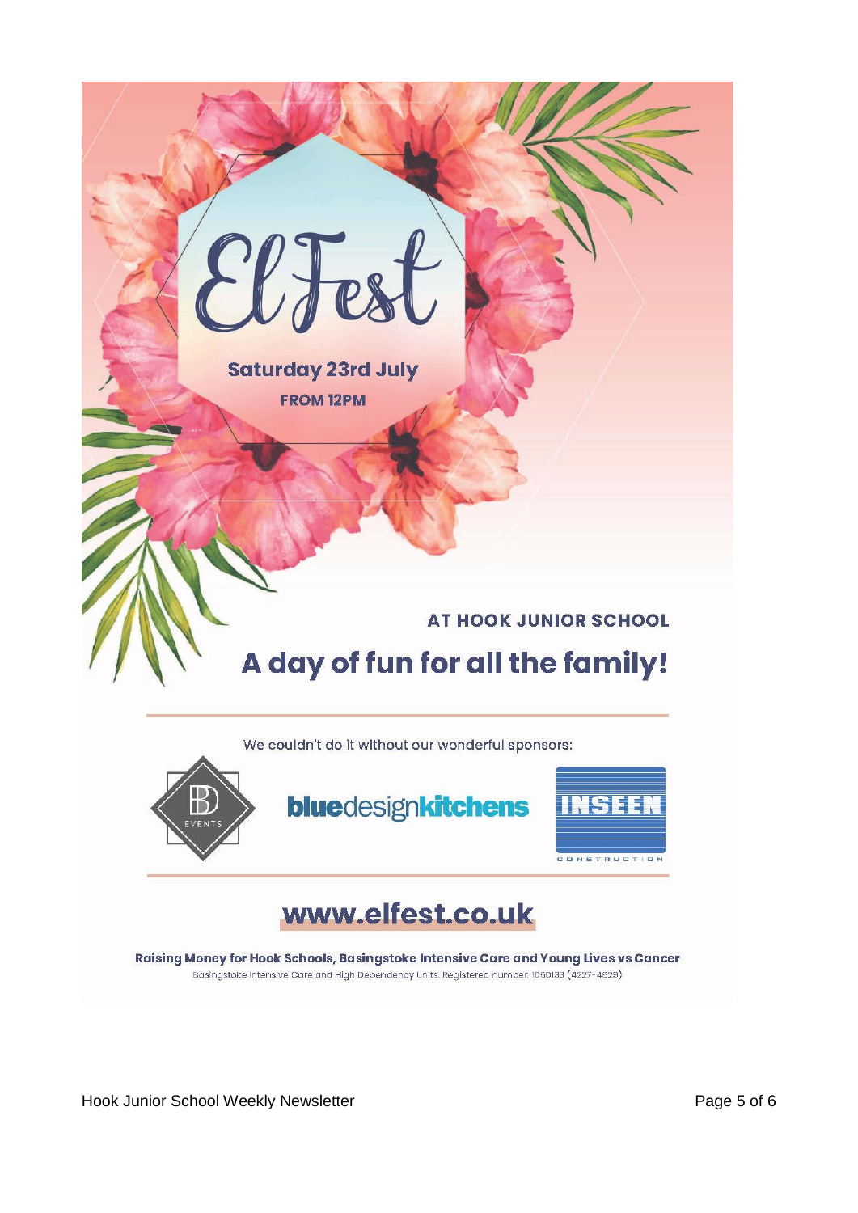# ElFest

**Saturday 23rd July**

**FROM 12PM**

**AT HOOK JUNIOR SCHOOL**

## A day of fun for all the family!

We couldn't do it without our wonderful sponsors:

BD EVENTS

bluedesignkitchens

INSEEN CONSTRUCTION

## www.elfest.co.uk

**Raising Money for Hook Schools, Basingstoke Intensive Care and Young Lives vs Cancer**

Basingstoke Intensive Care and High Dependency Units. Registered number 1060133 (4227-4529)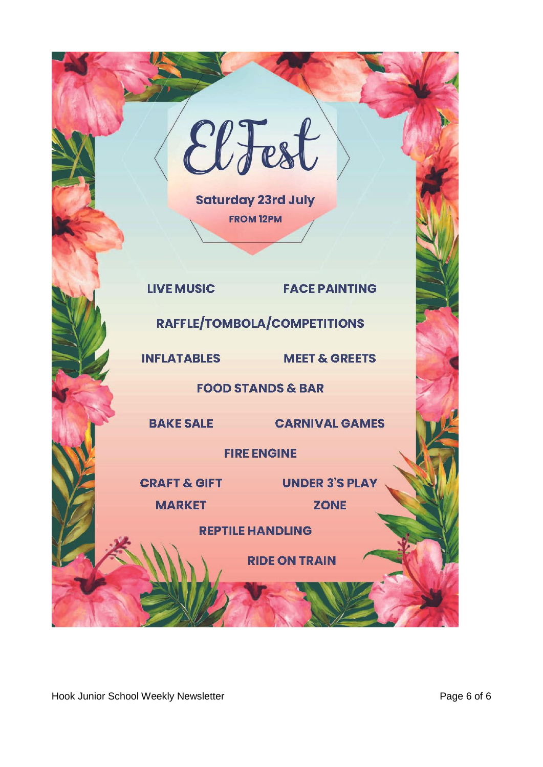# El Fest

**Saturday 23rd July**

**FROM 12PM**

**LIVE MUSIC**

**FACE PAINTING**

**RAFFLE/TOMBOLA/COMPETITIONS**

**INFLATABLES**

**MEET & GREETS**

**FOOD STANDS & BAR**

**BAKE SALE**

**CARNIVAL GAMES**

**FIRE ENGINE**

**CRAFT & GIFT MARKET**

**UNDER 3'S PLAY ZONE**

**REPTILE HANDLING**

**RIDE ON TRAIN**